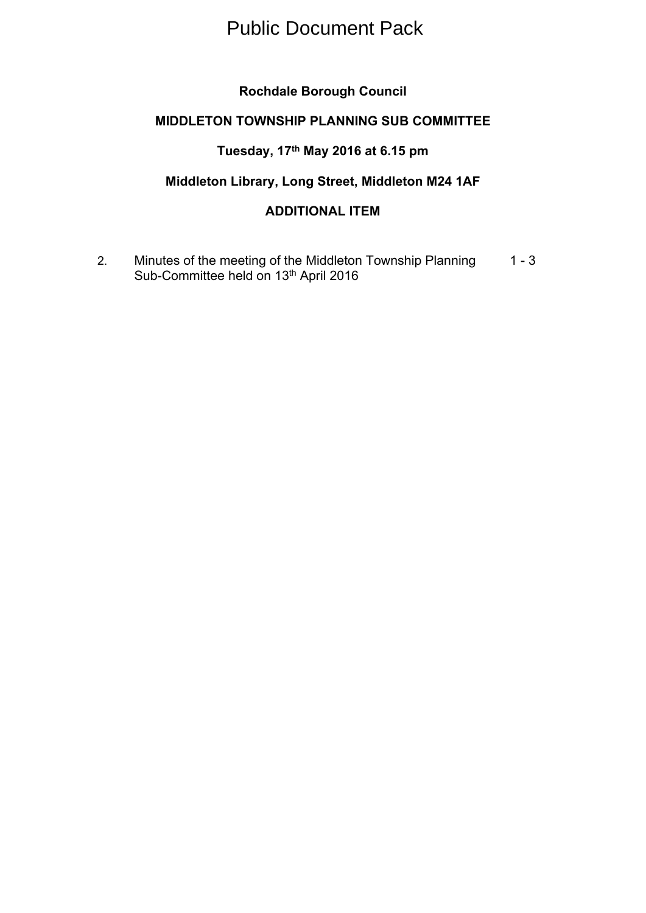# Public Document Pack

**Rochdale Borough Council**

**MIDDLETON TOWNSHIP PLANNING SUB COMMITTEE**

**Tuesday, 17th May 2016 at 6.15 pm**

**Middleton Library, Long Street, Middleton M24 1AF**

**ADDITIONAL ITEM**

| | | |
|---|---|---|
| 2. | Minutes of the meeting of the Middleton Township Planning Sub-Committee held on 13th April 2016 | 1 - 3 |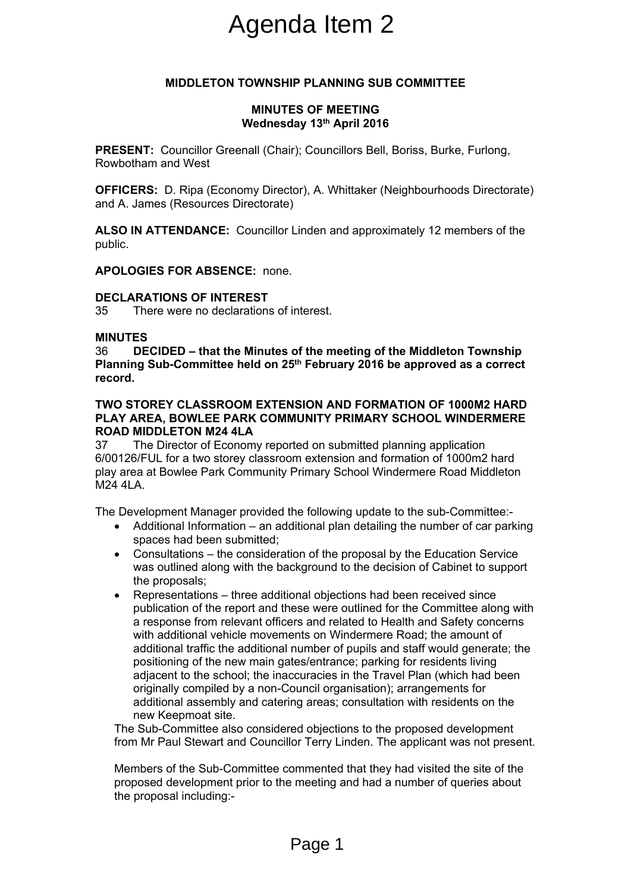# Agenda Item 2

**MIDDLETON TOWNSHIP PLANNING SUB COMMITTEE**

**MINUTES OF MEETING**
**Wednesday 13th April 2016**

**PRESENT:** Councillor Greenall (Chair); Councillors Bell, Boriss, Burke, Furlong, Rowbotham and West

**OFFICERS:** D. Ripa (Economy Director), A. Whittaker (Neighbourhoods Directorate) and A. James (Resources Directorate)

**ALSO IN ATTENDANCE:** Councillor Linden and approximately 12 members of the public.

**APOLOGIES FOR ABSENCE:** none.

**DECLARATIONS OF INTEREST**
35 There were no declarations of interest.

**MINUTES**
36 **DECIDED – that the Minutes of the meeting of the Middleton Township Planning Sub-Committee held on 25th February 2016 be approved as a correct record.**

**TWO STOREY CLASSROOM EXTENSION AND FORMATION OF 1000M2 HARD PLAY AREA, BOWLEE PARK COMMUNITY PRIMARY SCHOOL WINDERMERE ROAD MIDDLETON M24 4LA**
37 The Director of Economy reported on submitted planning application 6/00126/FUL for a two storey classroom extension and formation of 1000m2 hard play area at Bowlee Park Community Primary School Windermere Road Middleton M24 4LA.

The Development Manager provided the following update to the sub-Committee:-

- Additional Information – an additional plan detailing the number of car parking spaces had been submitted;
- Consultations – the consideration of the proposal by the Education Service was outlined along with the background to the decision of Cabinet to support the proposals;
- Representations – three additional objections had been received since publication of the report and these were outlined for the Committee along with a response from relevant officers and related to Health and Safety concerns with additional vehicle movements on Windermere Road; the amount of additional traffic the additional number of pupils and staff would generate; the positioning of the new main gates/entrance; parking for residents living adjacent to the school; the inaccuracies in the Travel Plan (which had been originally compiled by a non-Council organisation); arrangements for additional assembly and catering areas; consultation with residents on the new Keepmoat site.

The Sub-Committee also considered objections to the proposed development from Mr Paul Stewart and Councillor Terry Linden. The applicant was not present.

Members of the Sub-Committee commented that they had visited the site of the proposed development prior to the meeting and had a number of queries about the proposal including:-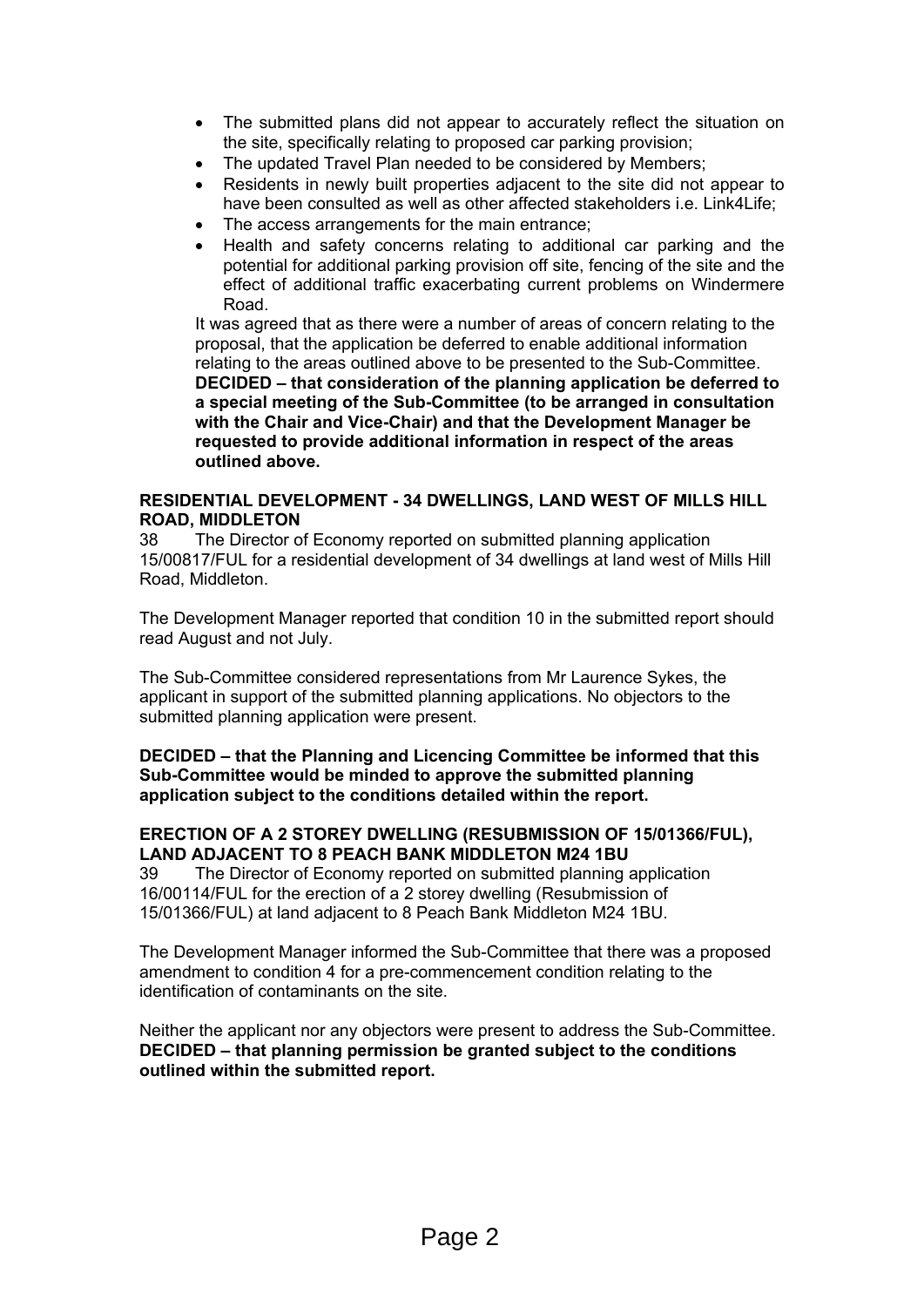- The submitted plans did not appear to accurately reflect the situation on the site, specifically relating to proposed car parking provision;
- The updated Travel Plan needed to be considered by Members;
- Residents in newly built properties adjacent to the site did not appear to have been consulted as well as other affected stakeholders i.e. Link4Life;
- The access arrangements for the main entrance;
- Health and safety concerns relating to additional car parking and the potential for additional parking provision off site, fencing of the site and the effect of additional traffic exacerbating current problems on Windermere Road.

It was agreed that as there were a number of areas of concern relating to the proposal, that the application be deferred to enable additional information relating to the areas outlined above to be presented to the Sub-Committee.

**DECIDED – that consideration of the planning application be deferred to a special meeting of the Sub-Committee (to be arranged in consultation with the Chair and Vice-Chair) and that the Development Manager be requested to provide additional information in respect of the areas outlined above.**

**RESIDENTIAL DEVELOPMENT - 34 DWELLINGS, LAND WEST OF MILLS HILL ROAD, MIDDLETON**

38 The Director of Economy reported on submitted planning application 15/00817/FUL for a residential development of 34 dwellings at land west of Mills Hill Road, Middleton.

The Development Manager reported that condition 10 in the submitted report should read August and not July.

The Sub-Committee considered representations from Mr Laurence Sykes, the applicant in support of the submitted planning applications. No objectors to the submitted planning application were present.

**DECIDED – that the Planning and Licencing Committee be informed that this Sub-Committee would be minded to approve the submitted planning application subject to the conditions detailed within the report.**

**ERECTION OF A 2 STOREY DWELLING (RESUBMISSION OF 15/01366/FUL), LAND ADJACENT TO 8 PEACH BANK MIDDLETON M24 1BU**

39 The Director of Economy reported on submitted planning application 16/00114/FUL for the erection of a 2 storey dwelling (Resubmission of 15/01366/FUL) at land adjacent to 8 Peach Bank Middleton M24 1BU.

The Development Manager informed the Sub-Committee that there was a proposed amendment to condition 4 for a pre-commencement condition relating to the identification of contaminants on the site.

Neither the applicant nor any objectors were present to address the Sub-Committee.

**DECIDED – that planning permission be granted subject to the conditions outlined within the submitted report.**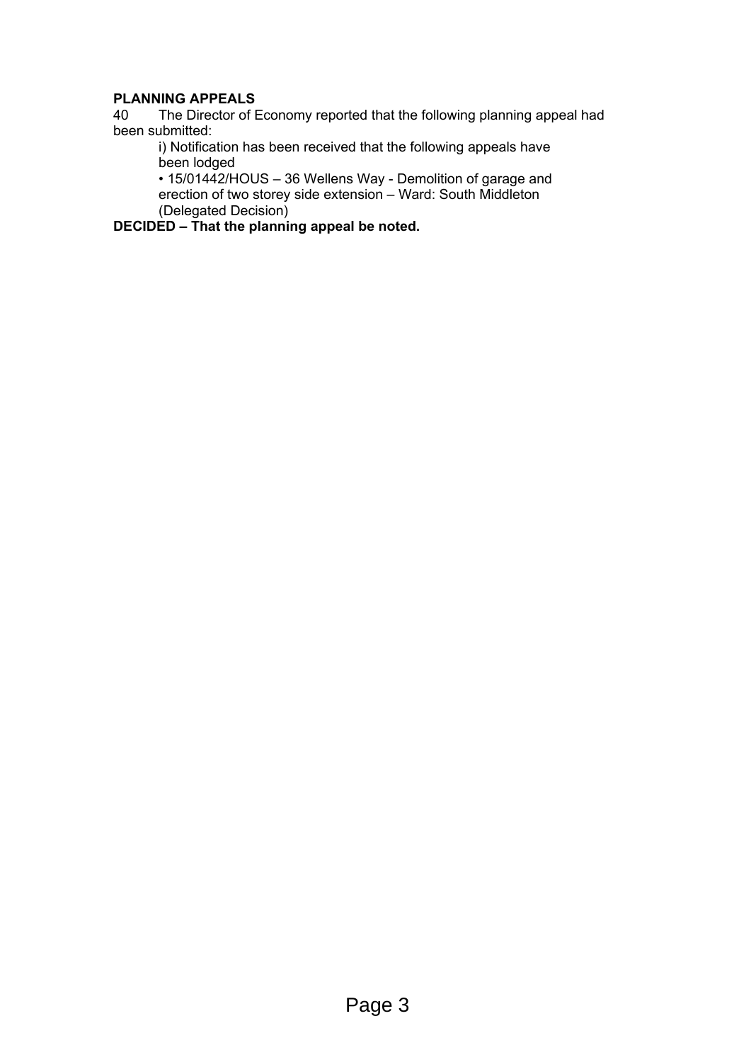**PLANNING APPEALS**

40 The Director of Economy reported that the following planning appeal had been submitted:

i) Notification has been received that the following appeals have been lodged

- 15/01442/HOUS – 36 Wellens Way - Demolition of garage and erection of two storey side extension – Ward: South Middleton (Delegated Decision)

**DECIDED – That the planning appeal be noted.**